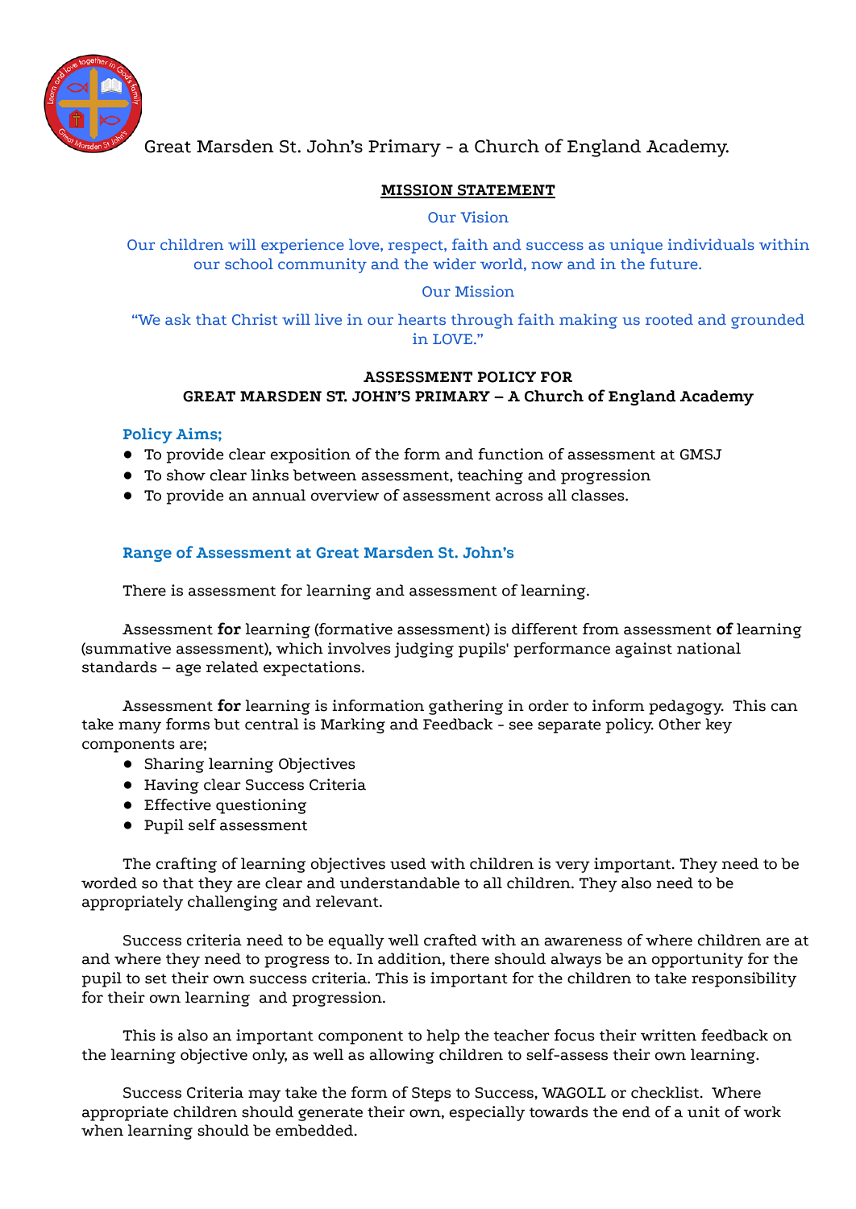Great Marsden St. John's Primary - a Church of England Academy.

**MISSION STATEMENT**

Our Vision

Our children will experience love, respect, faith and success as unique individuals within our school community and the wider world, now and in the future.

Our Mission

"We ask that Christ will live in our hearts through faith making us rooted and grounded in LOVE."

**ASSESSMENT POLICY FOR**
**GREAT MARSDEN ST. JOHN'S PRIMARY – A Church of England Academy**

### Policy Aims;

- To provide clear exposition of the form and function of assessment at GMSJ
- To show clear links between assessment, teaching and progression
- To provide an annual overview of assessment across all classes.

### Range of Assessment at Great Marsden St. John's

There is assessment for learning and assessment of learning.

Assessment **for** learning (formative assessment) is different from assessment **of** learning (summative assessment), which involves judging pupils' performance against national standards – age related expectations.

Assessment **for** learning is information gathering in order to inform pedagogy. This can take many forms but central is Marking and Feedback - see separate policy. Other key components are;

- Sharing learning Objectives
- Having clear Success Criteria
- Effective questioning
- Pupil self assessment

The crafting of learning objectives used with children is very important. They need to be worded so that they are clear and understandable to all children. They also need to be appropriately challenging and relevant.

Success criteria need to be equally well crafted with an awareness of where children are at and where they need to progress to. In addition, there should always be an opportunity for the pupil to set their own success criteria. This is important for the children to take responsibility for their own learning and progression.

This is also an important component to help the teacher focus their written feedback on the learning objective only, as well as allowing children to self-assess their own learning.

Success Criteria may take the form of Steps to Success, WAGOLL or checklist. Where appropriate children should generate their own, especially towards the end of a unit of work when learning should be embedded.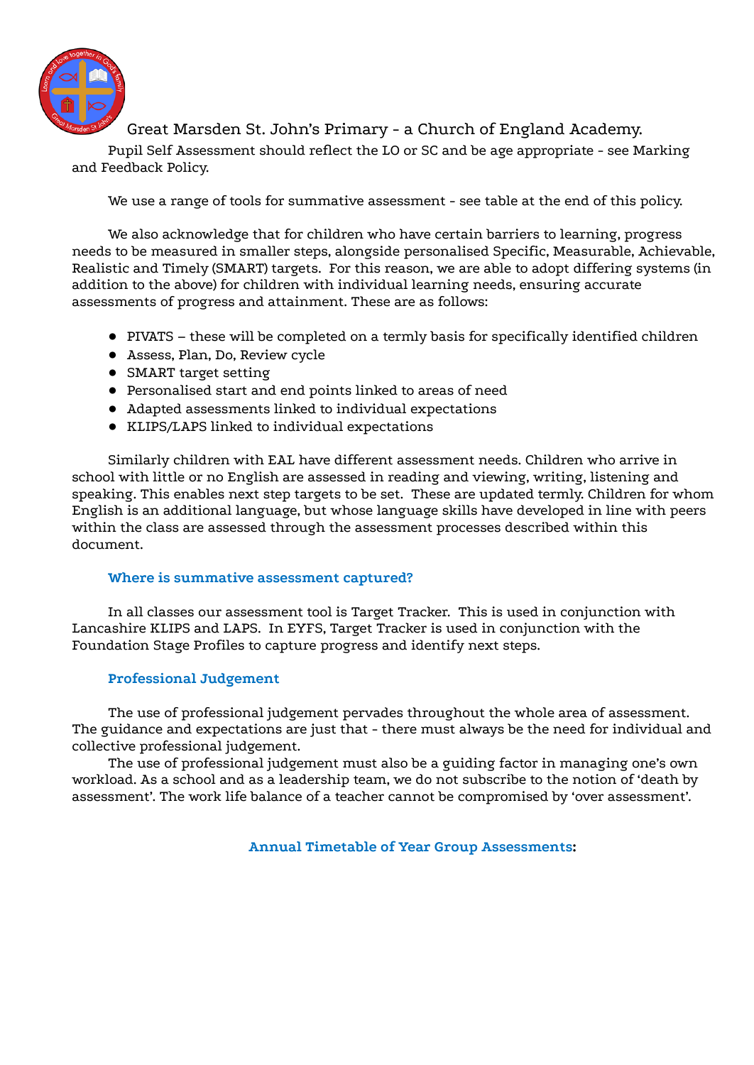Great Marsden St. John's Primary - a Church of England Academy.

Pupil Self Assessment should reflect the LO or SC and be age appropriate - see Marking and Feedback Policy.

We use a range of tools for summative assessment - see table at the end of this policy.

We also acknowledge that for children who have certain barriers to learning, progress needs to be measured in smaller steps, alongside personalised Specific, Measurable, Achievable, Realistic and Timely (SMART) targets. For this reason, we are able to adopt differing systems (in addition to the above) for children with individual learning needs, ensuring accurate assessments of progress and attainment. These are as follows:

- PIVATS – these will be completed on a termly basis for specifically identified children
- Assess, Plan, Do, Review cycle
- SMART target setting
- Personalised start and end points linked to areas of need
- Adapted assessments linked to individual expectations
- KLIPS/LAPS linked to individual expectations

Similarly children with EAL have different assessment needs. Children who arrive in school with little or no English are assessed in reading and viewing, writing, listening and speaking. This enables next step targets to be set. These are updated termly. Children for whom English is an additional language, but whose language skills have developed in line with peers within the class are assessed through the assessment processes described within this document.

### Where is summative assessment captured?

In all classes our assessment tool is Target Tracker. This is used in conjunction with Lancashire KLIPS and LAPS. In EYFS, Target Tracker is used in conjunction with the Foundation Stage Profiles to capture progress and identify next steps.

### Professional Judgement

The use of professional judgement pervades throughout the whole area of assessment. The guidance and expectations are just that - there must always be the need for individual and collective professional judgement.

The use of professional judgement must also be a guiding factor in managing one's own workload. As a school and as a leadership team, we do not subscribe to the notion of 'death by assessment'. The work life balance of a teacher cannot be compromised by 'over assessment'.

### Annual Timetable of Year Group Assessments: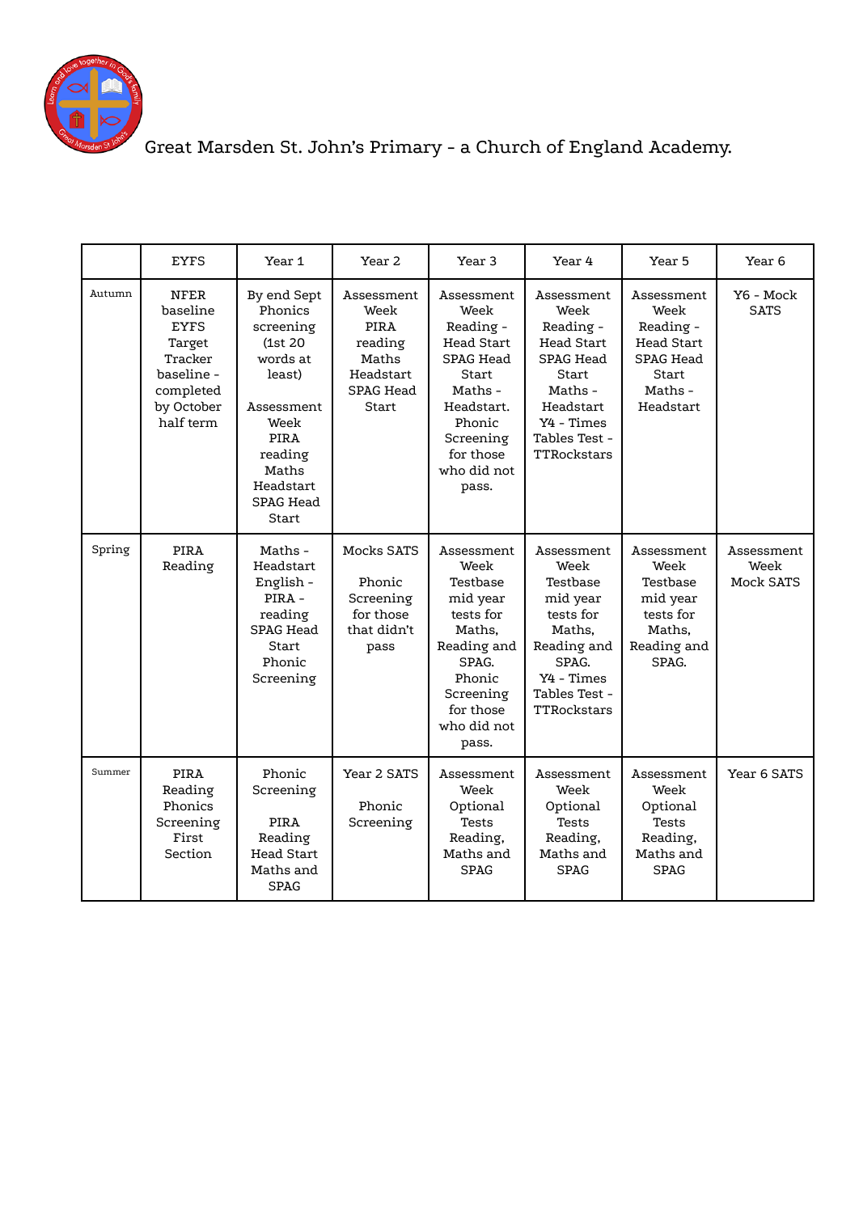Great Marsden St. John's Primary - a Church of England Academy.

| | EYFS | Year 1 | Year 2 | Year 3 | Year 4 | Year 5 | Year 6 |
|---|---|---|---|---|---|---|---|
| Autumn | NFER baseline EYFS Target Tracker baseline - completed by October half term | By end Sept Phonics screening (1st 20 words at least)<br><br>Assessment Week PIRA reading Maths Headstart SPAG Head Start | Assessment Week PIRA reading Maths Headstart SPAG Head Start | Assessment Week Reading - Head Start SPAG Head Start Maths - Headstart. Phonic Screening for those who did not pass. | Assessment Week Reading - Head Start SPAG Head Start Maths - Headstart Y4 - Times Tables Test - TTRockstars | Assessment Week Reading - Head Start SPAG Head Start Maths - Headstart | Y6 - Mock SATS |
| Spring | PIRA Reading | Maths - Headstart English - PIRA - reading SPAG Head Start Phonic Screening | Mocks SATS<br><br>Phonic Screening for those that didn't pass | Assessment Week Testbase mid year tests for Maths, Reading and SPAG. Phonic Screening for those who did not pass. | Assessment Week Testbase mid year tests for Maths, Reading and SPAG. Y4 - Times Tables Test - TTRockstars | Assessment Week Testbase mid year tests for Maths, Reading and SPAG. | Assessment Week Mock SATS |
| Summer | PIRA Reading Phonics Screening First Section | Phonic Screening<br><br>PIRA Reading Head Start Maths and SPAG | Year 2 SATS<br><br>Phonic Screening | Assessment Week Optional Tests Reading, Maths and SPAG | Assessment Week Optional Tests Reading, Maths and SPAG | Assessment Week Optional Tests Reading, Maths and SPAG | Year 6 SATS |